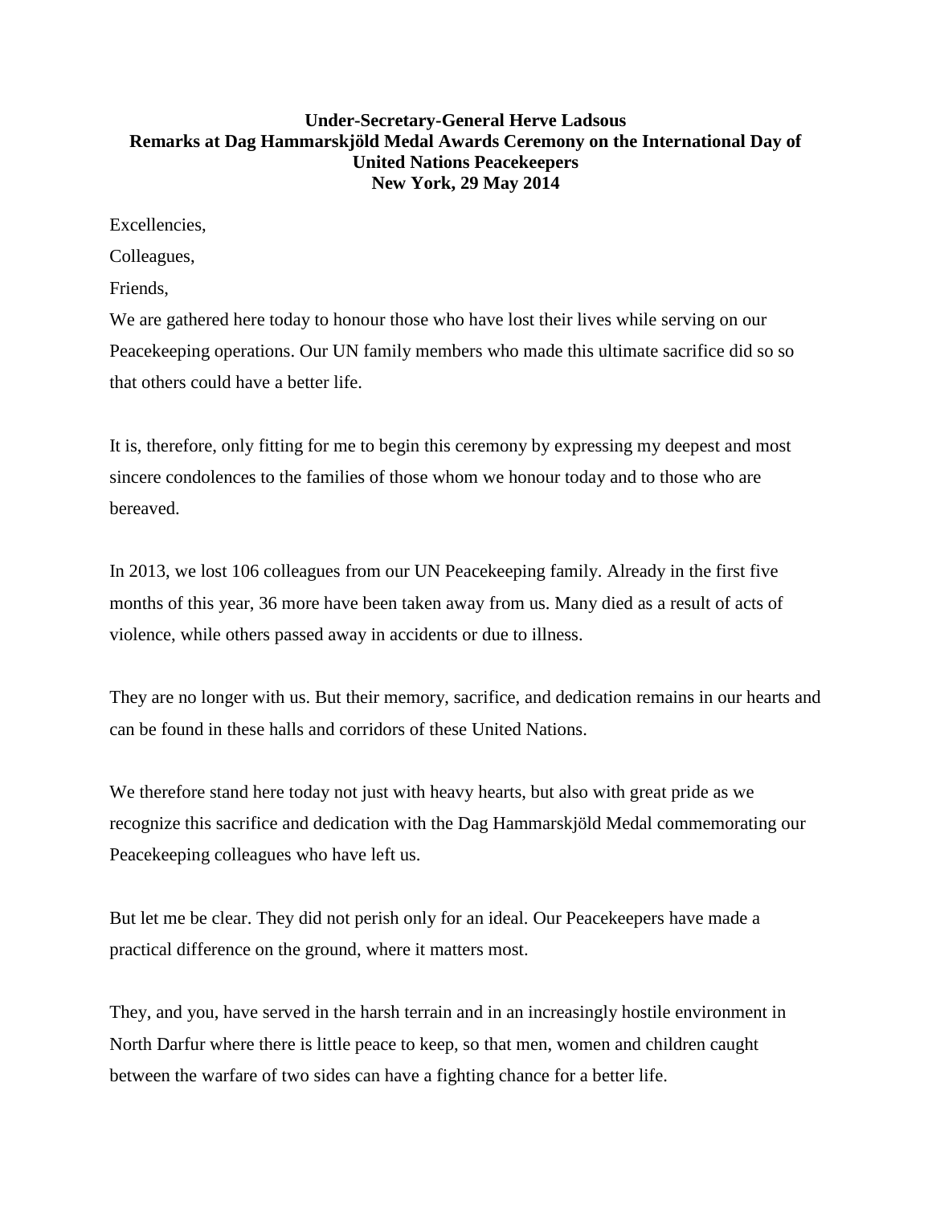**Under-Secretary-General Herve Ladsous**
**Remarks at Dag Hammarskjöld Medal Awards Ceremony on the International Day of United Nations Peacekeepers**
**New York, 29 May 2014**

Excellencies,

Colleagues,

Friends,

We are gathered here today to honour those who have lost their lives while serving on our Peacekeeping operations. Our UN family members who made this ultimate sacrifice did so so that others could have a better life.

It is, therefore, only fitting for me to begin this ceremony by expressing my deepest and most sincere condolences to the families of those whom we honour today and to those who are bereaved.

In 2013, we lost 106 colleagues from our UN Peacekeeping family. Already in the first five months of this year, 36 more have been taken away from us. Many died as a result of acts of violence, while others passed away in accidents or due to illness.

They are no longer with us. But their memory, sacrifice, and dedication remains in our hearts and can be found in these halls and corridors of these United Nations.

We therefore stand here today not just with heavy hearts, but also with great pride as we recognize this sacrifice and dedication with the Dag Hammarskjöld Medal commemorating our Peacekeeping colleagues who have left us.

But let me be clear. They did not perish only for an ideal. Our Peacekeepers have made a practical difference on the ground, where it matters most.

They, and you, have served in the harsh terrain and in an increasingly hostile environment in North Darfur where there is little peace to keep, so that men, women and children caught between the warfare of two sides can have a fighting chance for a better life.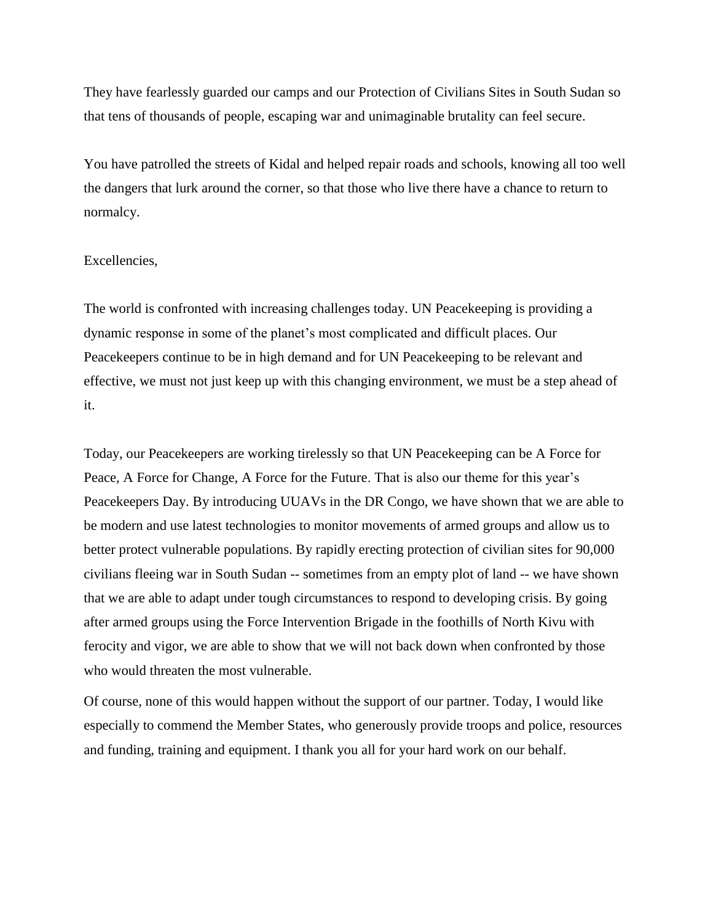They have fearlessly guarded our camps and our Protection of Civilians Sites in South Sudan so that tens of thousands of people, escaping war and unimaginable brutality can feel secure.

You have patrolled the streets of Kidal and helped repair roads and schools, knowing all too well the dangers that lurk around the corner, so that those who live there have a chance to return to normalcy.

Excellencies,

The world is confronted with increasing challenges today. UN Peacekeeping is providing a dynamic response in some of the planet's most complicated and difficult places. Our Peacekeepers continue to be in high demand and for UN Peacekeeping to be relevant and effective, we must not just keep up with this changing environment, we must be a step ahead of it.

Today, our Peacekeepers are working tirelessly so that UN Peacekeeping can be A Force for Peace, A Force for Change, A Force for the Future. That is also our theme for this year's Peacekeepers Day. By introducing UUAVs in the DR Congo, we have shown that we are able to be modern and use latest technologies to monitor movements of armed groups and allow us to better protect vulnerable populations. By rapidly erecting protection of civilian sites for 90,000 civilians fleeing war in South Sudan -- sometimes from an empty plot of land -- we have shown that we are able to adapt under tough circumstances to respond to developing crisis. By going after armed groups using the Force Intervention Brigade in the foothills of North Kivu with ferocity and vigor, we are able to show that we will not back down when confronted by those who would threaten the most vulnerable.

Of course, none of this would happen without the support of our partner. Today, I would like especially to commend the Member States, who generously provide troops and police, resources and funding, training and equipment. I thank you all for your hard work on our behalf.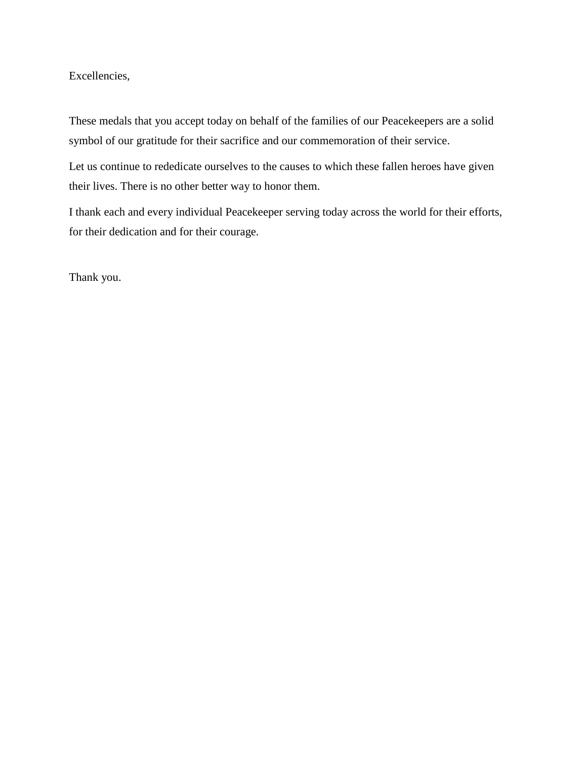Excellencies,

These medals that you accept today on behalf of the families of our Peacekeepers are a solid symbol of our gratitude for their sacrifice and our commemoration of their service.

Let us continue to rededicate ourselves to the causes to which these fallen heroes have given their lives. There is no other better way to honor them.

I thank each and every individual Peacekeeper serving today across the world for their efforts, for their dedication and for their courage.

Thank you.